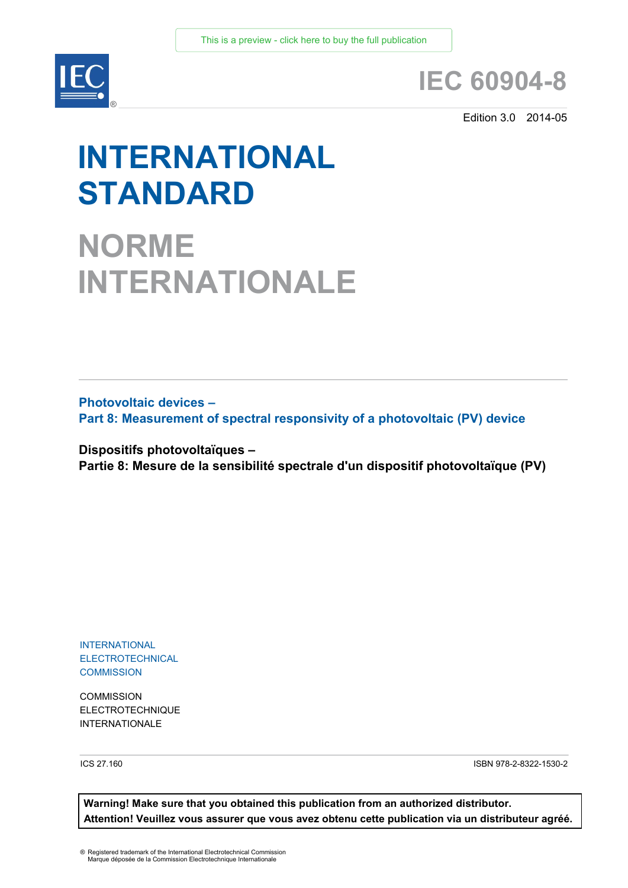This is a preview - click here to buy the full publication

# IEC 60904-8

Edition 3.0 2014-05

# INTERNATIONAL STANDARD

# NORME INTERNATIONALE

## Photovoltaic devices –
## Part 8: Measurement of spectral responsivity of a photovoltaic (PV) device

**Dispositifs photovoltaïques –**
**Partie 8: Mesure de la sensibilité spectrale d'un dispositif photovoltaïque (PV)**

INTERNATIONAL
ELECTROTECHNICAL
COMMISSION

COMMISSION
ELECTROTECHNIQUE
INTERNATIONALE

ICS 27.160

ISBN 978-2-8322-1530-2

**Warning! Make sure that you obtained this publication from an authorized distributor.**
**Attention! Veuillez vous assurer que vous avez obtenu cette publication via un distributeur agréé.**

® Registered trademark of the International Electrotechnical Commission
Marque déposée de la Commission Electrotechnique Internationale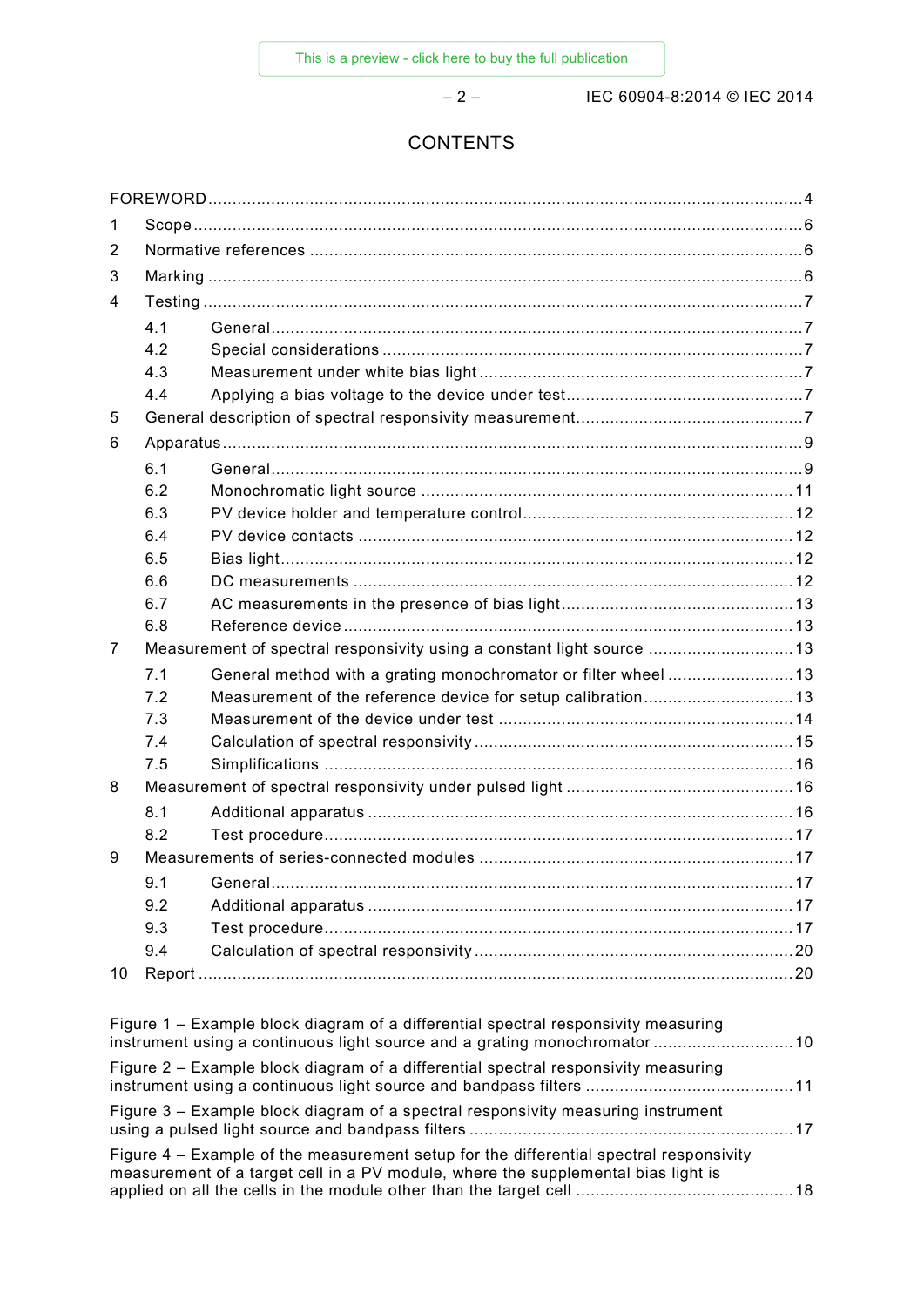# CONTENTS

FOREWORD .......... 4

1 Scope .......... 6

2 Normative references .......... 6

3 Marking .......... 6

4 Testing .......... 7

- 4.1 General .......... 7
- 4.2 Special considerations .......... 7
- 4.3 Measurement under white bias light .......... 7
- 4.4 Applying a bias voltage to the device under test .......... 7

5 General description of spectral responsivity measurement .......... 7

6 Apparatus .......... 9

- 6.1 General .......... 9
- 6.2 Monochromatic light source .......... 11
- 6.3 PV device holder and temperature control .......... 12
- 6.4 PV device contacts .......... 12
- 6.5 Bias light .......... 12
- 6.6 DC measurements .......... 12
- 6.7 AC measurements in the presence of bias light .......... 13
- 6.8 Reference device .......... 13

7 Measurement of spectral responsivity using a constant light source .......... 13

- 7.1 General method with a grating monochromator or filter wheel .......... 13
- 7.2 Measurement of the reference device for setup calibration .......... 13
- 7.3 Measurement of the device under test .......... 14
- 7.4 Calculation of spectral responsivity .......... 15
- 7.5 Simplifications .......... 16

8 Measurement of spectral responsivity under pulsed light .......... 16

- 8.1 Additional apparatus .......... 16
- 8.2 Test procedure .......... 17

9 Measurements of series-connected modules .......... 17

- 9.1 General .......... 17
- 9.2 Additional apparatus .......... 17
- 9.3 Test procedure .......... 17
- 9.4 Calculation of spectral responsivity .......... 20

10 Report .......... 20

Figure 1 – Example block diagram of a differential spectral responsivity measuring instrument using a continuous light source and a grating monochromator .......... 10

Figure 2 – Example block diagram of a differential spectral responsivity measuring instrument using a continuous light source and bandpass filters .......... 11

Figure 3 – Example block diagram of a spectral responsivity measuring instrument using a pulsed light source and bandpass filters .......... 17

Figure 4 – Example of the measurement setup for the differential spectral responsivity measurement of a target cell in a PV module, where the supplemental bias light is applied on all the cells in the module other than the target cell .......... 18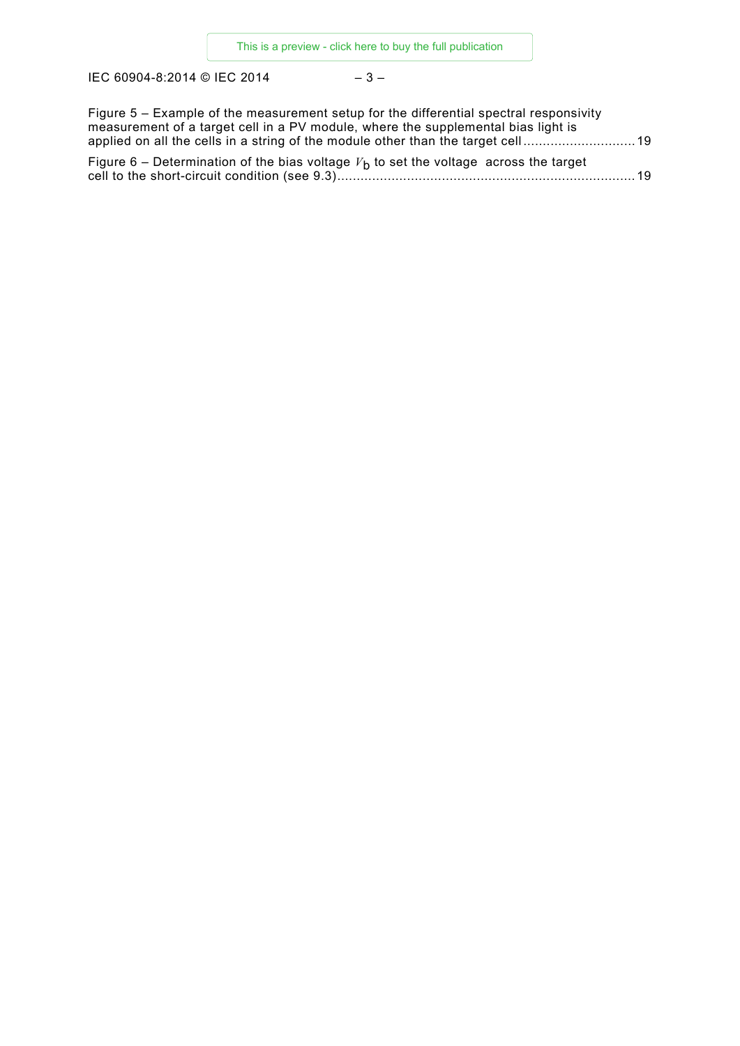Figure 5 – Example of the measurement setup for the differential spectral responsivity measurement of a target cell in a PV module, where the supplemental bias light is applied on all the cells in a string of the module other than the target cell ............................ 19

Figure 6 – Determination of the bias voltage $V_b$ to set the voltage across the target cell to the short-circuit condition (see 9.3) ............................................................................ 19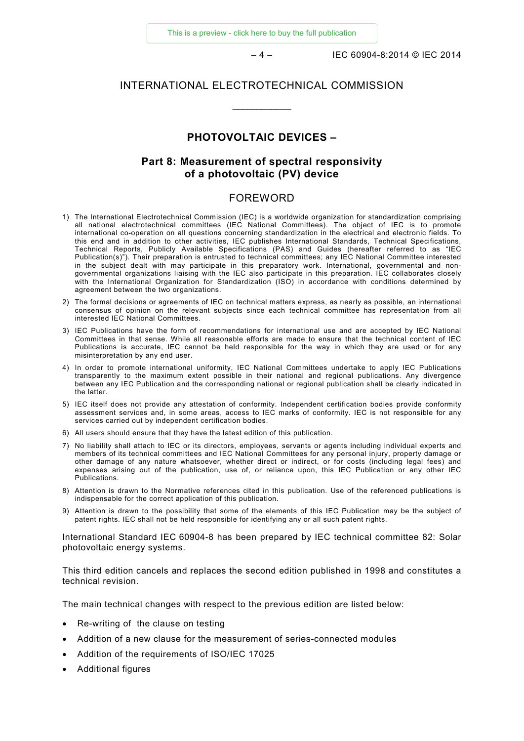# INTERNATIONAL ELECTROTECHNICAL COMMISSION

\_\_\_\_\_\_\_\_\_\_\_\_

## PHOTOVOLTAIC DEVICES –

## Part 8: Measurement of spectral responsivity of a photovoltaic (PV) device

## FOREWORD

1) The International Electrotechnical Commission (IEC) is a worldwide organization for standardization comprising all national electrotechnical committees (IEC National Committees). The object of IEC is to promote international co-operation on all questions concerning standardization in the electrical and electronic fields. To this end and in addition to other activities, IEC publishes International Standards, Technical Specifications, Technical Reports, Publicly Available Specifications (PAS) and Guides (hereafter referred to as "IEC Publication(s)"). Their preparation is entrusted to technical committees; any IEC National Committee interested in the subject dealt with may participate in this preparatory work. International, governmental and non-governmental organizations liaising with the IEC also participate in this preparation. IEC collaborates closely with the International Organization for Standardization (ISO) in accordance with conditions determined by agreement between the two organizations.
2) The formal decisions or agreements of IEC on technical matters express, as nearly as possible, an international consensus of opinion on the relevant subjects since each technical committee has representation from all interested IEC National Committees.
3) IEC Publications have the form of recommendations for international use and are accepted by IEC National Committees in that sense. While all reasonable efforts are made to ensure that the technical content of IEC Publications is accurate, IEC cannot be held responsible for the way in which they are used or for any misinterpretation by any end user.
4) In order to promote international uniformity, IEC National Committees undertake to apply IEC Publications transparently to the maximum extent possible in their national and regional publications. Any divergence between any IEC Publication and the corresponding national or regional publication shall be clearly indicated in the latter.
5) IEC itself does not provide any attestation of conformity. Independent certification bodies provide conformity assessment services and, in some areas, access to IEC marks of conformity. IEC is not responsible for any services carried out by independent certification bodies.
6) All users should ensure that they have the latest edition of this publication.
7) No liability shall attach to IEC or its directors, employees, servants or agents including individual experts and members of its technical committees and IEC National Committees for any personal injury, property damage or other damage of any nature whatsoever, whether direct or indirect, or for costs (including legal fees) and expenses arising out of the publication, use of, or reliance upon, this IEC Publication or any other IEC Publications.
8) Attention is drawn to the Normative references cited in this publication. Use of the referenced publications is indispensable for the correct application of this publication.
9) Attention is drawn to the possibility that some of the elements of this IEC Publication may be the subject of patent rights. IEC shall not be held responsible for identifying any or all such patent rights.

International Standard IEC 60904-8 has been prepared by IEC technical committee 82: Solar photovoltaic energy systems.

This third edition cancels and replaces the second edition published in 1998 and constitutes a technical revision.

The main technical changes with respect to the previous edition are listed below:

- Re-writing of the clause on testing
- Addition of a new clause for the measurement of series-connected modules
- Addition of the requirements of ISO/IEC 17025
- Additional figures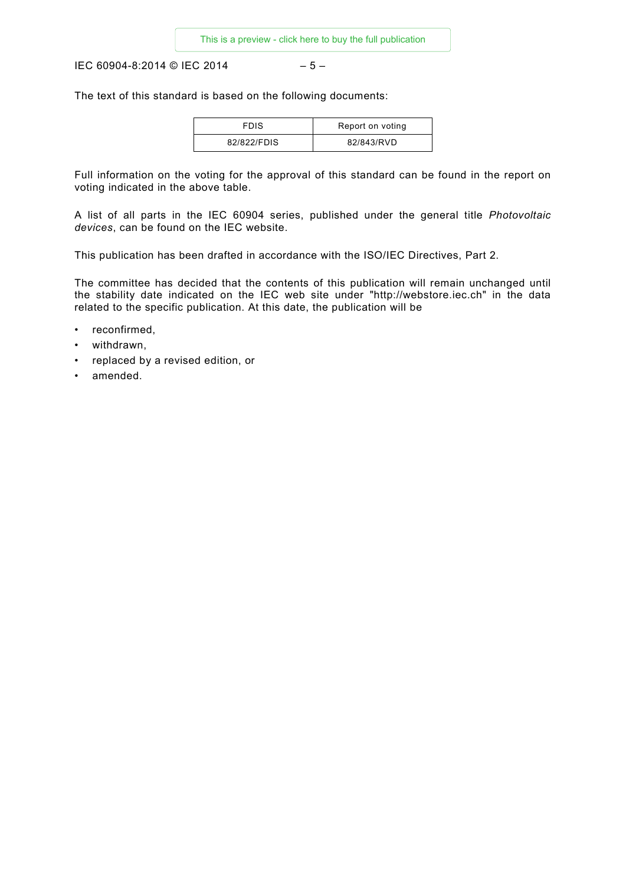The text of this standard is based on the following documents:

| FDIS | Report on voting |
| --- | --- |
| 82/822/FDIS | 82/843/RVD |

Full information on the voting for the approval of this standard can be found in the report on voting indicated in the above table.

A list of all parts in the IEC 60904 series, published under the general title *Photovoltaic devices*, can be found on the IEC website.

This publication has been drafted in accordance with the ISO/IEC Directives, Part 2.

The committee has decided that the contents of this publication will remain unchanged until the stability date indicated on the IEC web site under "http://webstore.iec.ch" in the data related to the specific publication. At this date, the publication will be

- reconfirmed,
- withdrawn,
- replaced by a revised edition, or
- amended.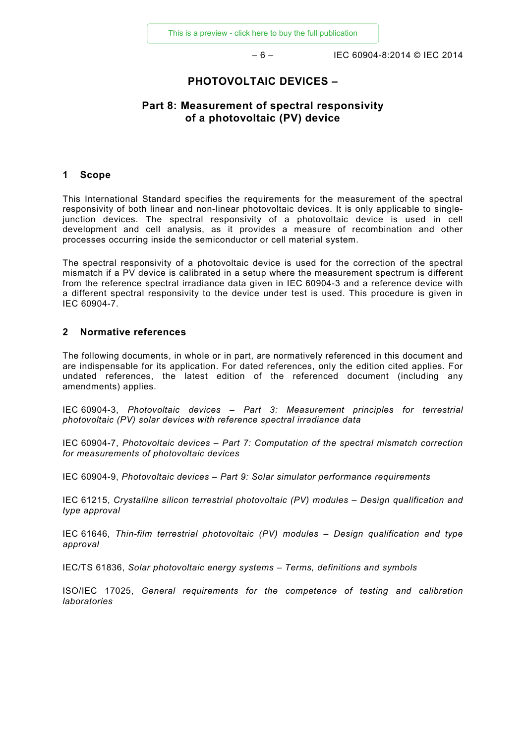# PHOTOVOLTAIC DEVICES –

## Part 8: Measurement of spectral responsivity of a photovoltaic (PV) device

## 1 Scope

This International Standard specifies the requirements for the measurement of the spectral responsivity of both linear and non-linear photovoltaic devices. It is only applicable to single-junction devices. The spectral responsivity of a photovoltaic device is used in cell development and cell analysis, as it provides a measure of recombination and other processes occurring inside the semiconductor or cell material system.

The spectral responsivity of a photovoltaic device is used for the correction of the spectral mismatch if a PV device is calibrated in a setup where the measurement spectrum is different from the reference spectral irradiance data given in IEC 60904-3 and a reference device with a different spectral responsivity to the device under test is used. This procedure is given in IEC 60904-7.

## 2 Normative references

The following documents, in whole or in part, are normatively referenced in this document and are indispensable for its application. For dated references, only the edition cited applies. For undated references, the latest edition of the referenced document (including any amendments) applies.

IEC 60904-3, *Photovoltaic devices – Part 3: Measurement principles for terrestrial photovoltaic (PV) solar devices with reference spectral irradiance data*

IEC 60904-7, *Photovoltaic devices – Part 7: Computation of the spectral mismatch correction for measurements of photovoltaic devices*

IEC 60904-9, *Photovoltaic devices – Part 9: Solar simulator performance requirements*

IEC 61215, *Crystalline silicon terrestrial photovoltaic (PV) modules – Design qualification and type approval*

IEC 61646, *Thin-film terrestrial photovoltaic (PV) modules – Design qualification and type approval*

IEC/TS 61836, *Solar photovoltaic energy systems – Terms, definitions and symbols*

ISO/IEC 17025, *General requirements for the competence of testing and calibration laboratories*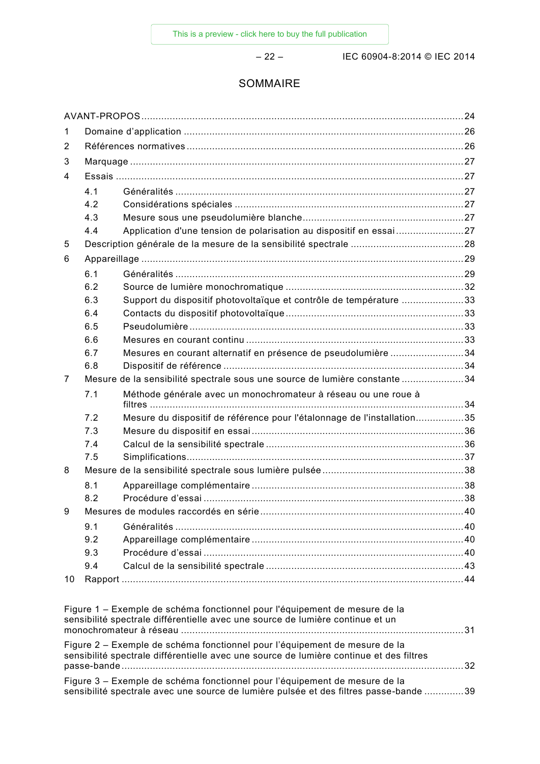# SOMMAIRE

AVANT-PROPOS .......................................................................................................... 24

1 Domaine d'application .................................................................................................. 26

2 Références normatives ................................................................................................. 26

3 Marquage ...................................................................................................................... 27

4 Essais ........................................................................................................................... 27

- 4.1 Généralités ............................................................................................................ 27
- 4.2 Considérations spéciales ....................................................................................... 27
- 4.3 Mesure sous une pseudolumière blanche ............................................................... 27
- 4.4 Application d'une tension de polarisation au dispositif en essai ........................... 27

5 Description générale de la mesure de la sensibilité spectrale ....................................... 28

6 Appareillage ................................................................................................................. 29

- 6.1 Généralités ............................................................................................................ 29
- 6.2 Source de lumière monochromatique ..................................................................... 32
- 6.3 Support du dispositif photovoltaïque et contrôle de température ........................... 33
- 6.4 Contacts du dispositif photovoltaïque ..................................................................... 33
- 6.5 Pseudolumière ....................................................................................................... 33
- 6.6 Mesures en courant continu ................................................................................... 33
- 6.7 Mesures en courant alternatif en présence de pseudolumière ................................ 34
- 6.8 Dispositif de référence ........................................................................................... 34

7 Mesure de la sensibilité spectrale sous une source de lumière constante ..................... 34

- 7.1 Méthode générale avec un monochromateur à réseau ou une roue à filtres ............ 34
- 7.2 Mesure du dispositif de référence pour l'étalonnage de l'installation ...................... 35
- 7.3 Mesure du dispositif en essai ................................................................................. 36
- 7.4 Calcul de la sensibilité spectrale ............................................................................ 36
- 7.5 Simplifications ........................................................................................................ 37

8 Mesure de la sensibilité spectrale sous lumière pulsée .................................................. 38

- 8.1 Appareillage complémentaire ................................................................................. 38
- 8.2 Procédure d'essai .................................................................................................. 38

9 Mesures de modules raccordés en série ....................................................................... 40

- 9.1 Généralités ............................................................................................................ 40
- 9.2 Appareillage complémentaire ................................................................................. 40
- 9.3 Procédure d'essai .................................................................................................. 40
- 9.4 Calcul de la sensibilité spectrale ............................................................................ 43

10 Rapport ....................................................................................................................... 44

Figure 1 – Exemple de schéma fonctionnel pour l'équipement de mesure de la sensibilité spectrale différentielle avec une source de lumière continue et un monochromateur à réseau ................................................................................................. 31

Figure 2 – Exemple de schéma fonctionnel pour l'équipement de mesure de la sensibilité spectrale différentielle avec une source de lumière continue et des filtres passe-bande ....................................................................................................................... 32

Figure 3 – Exemple de schéma fonctionnel pour l'équipement de mesure de la sensibilité spectrale avec une source de lumière pulsée et des filtres passe-bande ............. 39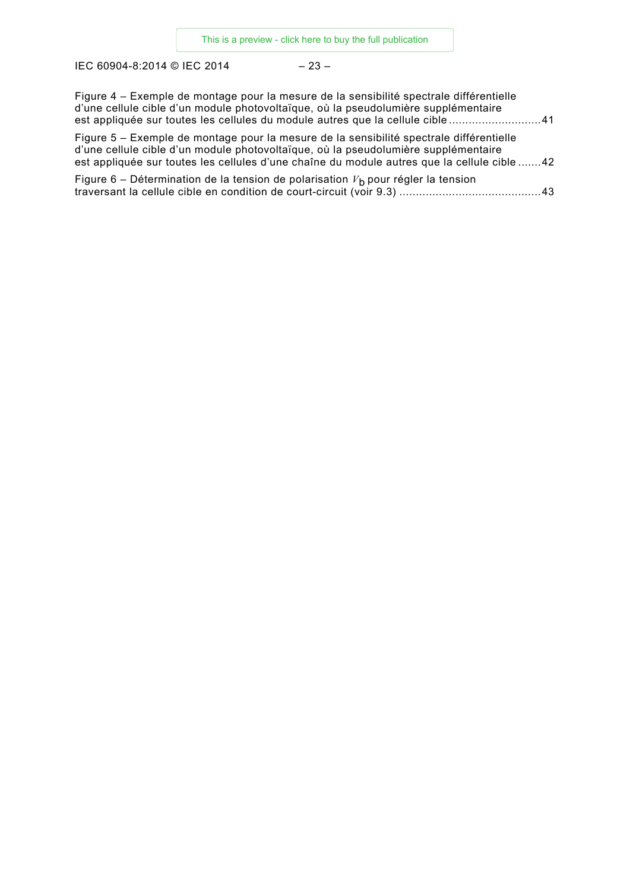Figure 4 – Exemple de montage pour la mesure de la sensibilité spectrale différentielle d'une cellule cible d'un module photovoltaïque, où la pseudolumière supplémentaire est appliquée sur toutes les cellules du module autres que la cellule cible ............................41

Figure 5 – Exemple de montage pour la mesure de la sensibilité spectrale différentielle d'une cellule cible d'un module photovoltaïque, où la pseudolumière supplémentaire est appliquée sur toutes les cellules d'une chaîne du module autres que la cellule cible .......42

Figure 6 – Détermination de la tension de polarisation $V_b$ pour régler la tension traversant la cellule cible en condition de court-circuit (voir 9.3) ..........................................43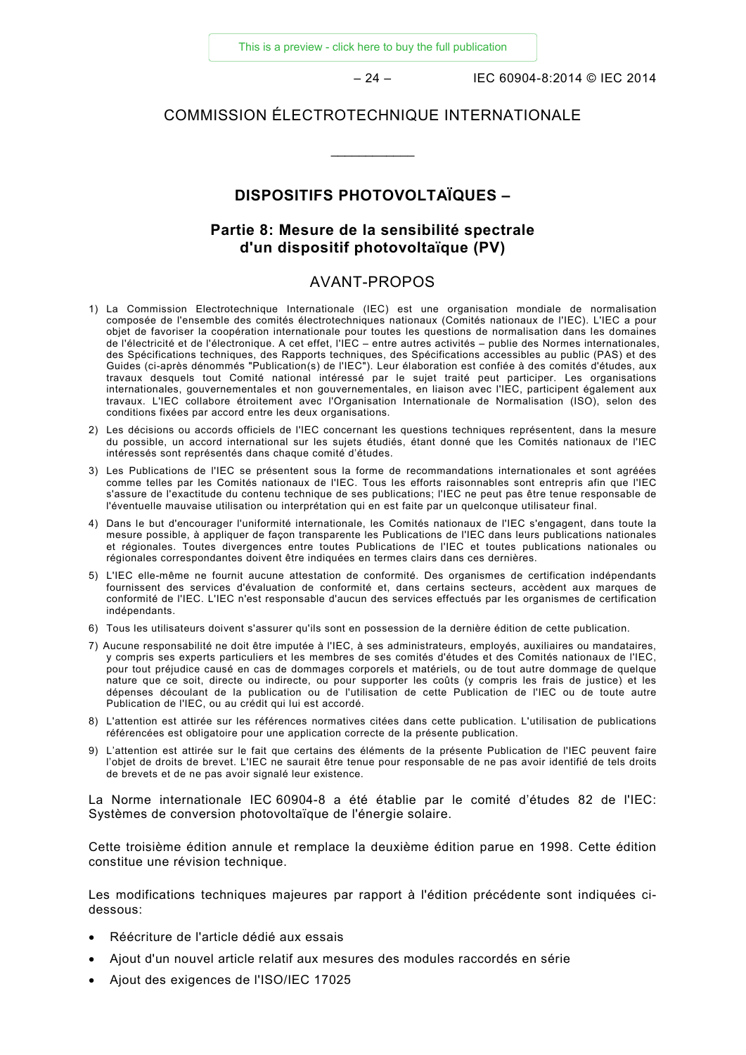COMMISSION ÉLECTROTECHNIQUE INTERNATIONALE

\_\_\_\_\_\_\_\_\_\_\_\_

# DISPOSITIFS PHOTOVOLTAÏQUES –

## Partie 8: Mesure de la sensibilité spectrale d'un dispositif photovoltaïque (PV)

## AVANT-PROPOS

1) La Commission Electrotechnique Internationale (IEC) est une organisation mondiale de normalisation composée de l'ensemble des comités électrotechniques nationaux (Comités nationaux de l'IEC). L'IEC a pour objet de favoriser la coopération internationale pour toutes les questions de normalisation dans les domaines de l'électricité et de l'électronique. A cet effet, l'IEC – entre autres activités – publie des Normes internationales, des Spécifications techniques, des Rapports techniques, des Spécifications accessibles au public (PAS) et des Guides (ci-après dénommés "Publication(s) de l'IEC"). Leur élaboration est confiée à des comités d'études, aux travaux desquels tout Comité national intéressé par le sujet traité peut participer. Les organisations internationales, gouvernementales et non gouvernementales, en liaison avec l'IEC, participent également aux travaux. L'IEC collabore étroitement avec l'Organisation Internationale de Normalisation (ISO), selon des conditions fixées par accord entre les deux organisations.
2) Les décisions ou accords officiels de l'IEC concernant les questions techniques représentent, dans la mesure du possible, un accord international sur les sujets étudiés, étant donné que les Comités nationaux de l'IEC intéressés sont représentés dans chaque comité d'études.
3) Les Publications de l'IEC se présentent sous la forme de recommandations internationales et sont agréées comme telles par les Comités nationaux de l'IEC. Tous les efforts raisonnables sont entrepris afin que l'IEC s'assure de l'exactitude du contenu technique de ses publications; l'IEC ne peut pas être tenue responsable de l'éventuelle mauvaise utilisation ou interprétation qui en est faite par un quelconque utilisateur final.
4) Dans le but d'encourager l'uniformité internationale, les Comités nationaux de l'IEC s'engagent, dans toute la mesure possible, à appliquer de façon transparente les Publications de l'IEC dans leurs publications nationales et régionales. Toutes divergences entre toutes Publications de l'IEC et toutes publications nationales ou régionales correspondantes doivent être indiquées en termes clairs dans ces dernières.
5) L'IEC elle-même ne fournit aucune attestation de conformité. Des organismes de certification indépendants fournissent des services d'évaluation de conformité et, dans certains secteurs, accèdent aux marques de conformité de l'IEC. L'IEC n'est responsable d'aucun des services effectués par les organismes de certification indépendants.
6) Tous les utilisateurs doivent s'assurer qu'ils sont en possession de la dernière édition de cette publication.
7) Aucune responsabilité ne doit être imputée à l'IEC, à ses administrateurs, employés, auxiliaires ou mandataires, y compris ses experts particuliers et les membres de ses comités d'études et des Comités nationaux de l'IEC, pour tout préjudice causé en cas de dommages corporels et matériels, ou de tout autre dommage de quelque nature que ce soit, directe ou indirecte, ou pour supporter les coûts (y compris les frais de justice) et les dépenses découlant de la publication ou de l'utilisation de cette Publication de l'IEC ou de toute autre Publication de l'IEC, ou au crédit qui lui est accordé.
8) L'attention est attirée sur les références normatives citées dans cette publication. L'utilisation de publications référencées est obligatoire pour une application correcte de la présente publication.
9) L'attention est attirée sur le fait que certains des éléments de la présente Publication de l'IEC peuvent faire l'objet de droits de brevet. L'IEC ne saurait être tenue pour responsable de ne pas avoir identifié de tels droits de brevets et de ne pas avoir signalé leur existence.

La Norme internationale IEC 60904-8 a été établie par le comité d'études 82 de l'IEC: Systèmes de conversion photovoltaïque de l'énergie solaire.

Cette troisième édition annule et remplace la deuxième édition parue en 1998. Cette édition constitue une révision technique.

Les modifications techniques majeures par rapport à l'édition précédente sont indiquées ci-dessous:

- Réécriture de l'article dédié aux essais
- Ajout d'un nouvel article relatif aux mesures des modules raccordés en série
- Ajout des exigences de l'ISO/IEC 17025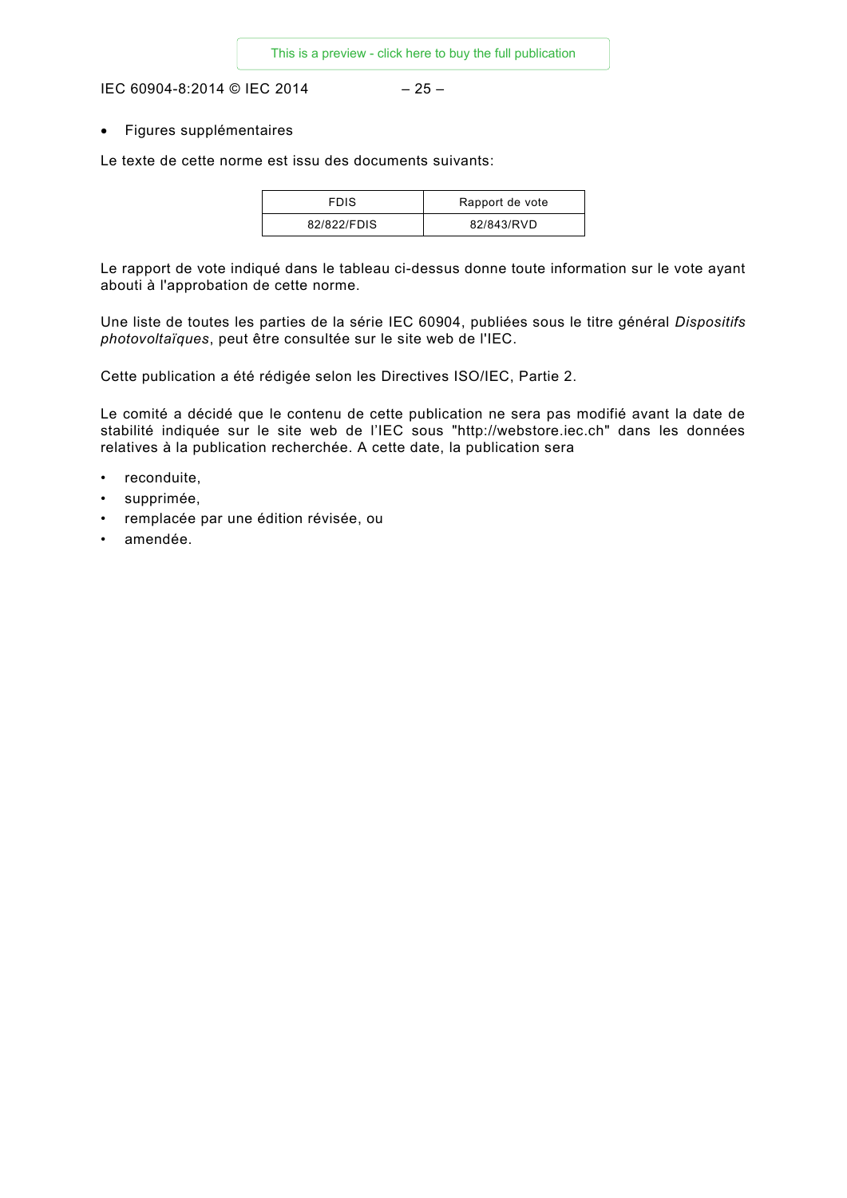- Figures supplémentaires

Le texte de cette norme est issu des documents suivants:

| FDIS | Rapport de vote |
| --- | --- |
| 82/822/FDIS | 82/843/RVD |

Le rapport de vote indiqué dans le tableau ci-dessus donne toute information sur le vote ayant abouti à l'approbation de cette norme.

Une liste de toutes les parties de la série IEC 60904, publiées sous le titre général *Dispositifs photovoltaïques*, peut être consultée sur le site web de l'IEC.

Cette publication a été rédigée selon les Directives ISO/IEC, Partie 2.

Le comité a décidé que le contenu de cette publication ne sera pas modifié avant la date de stabilité indiquée sur le site web de l'IEC sous "http://webstore.iec.ch" dans les données relatives à la publication recherchée. A cette date, la publication sera

- reconduite,
- supprimée,
- remplacée par une édition révisée, ou
- amendée.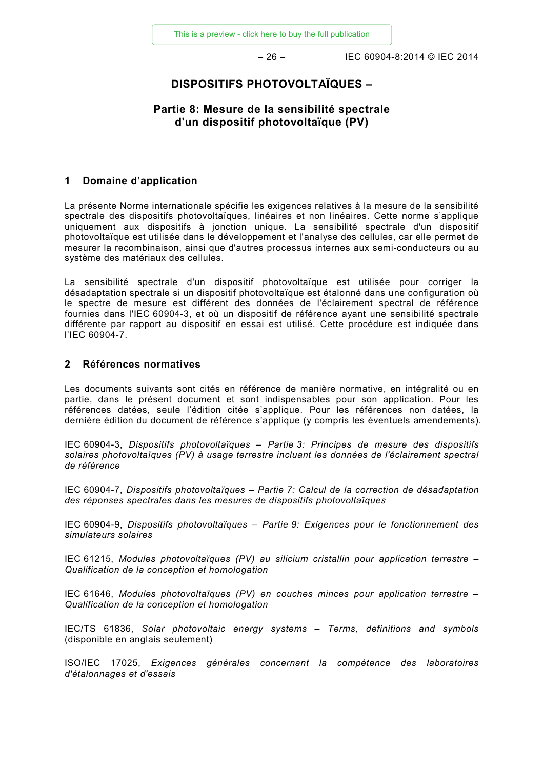# DISPOSITIFS PHOTOVOLTAÏQUES –

## Partie 8: Mesure de la sensibilité spectrale d'un dispositif photovoltaïque (PV)

### 1 Domaine d'application

La présente Norme internationale spécifie les exigences relatives à la mesure de la sensibilité spectrale des dispositifs photovoltaïques, linéaires et non linéaires. Cette norme s'applique uniquement aux dispositifs à jonction unique. La sensibilité spectrale d'un dispositif photovoltaïque est utilisée dans le développement et l'analyse des cellules, car elle permet de mesurer la recombinaison, ainsi que d'autres processus internes aux semi-conducteurs ou au système des matériaux des cellules.

La sensibilité spectrale d'un dispositif photovoltaïque est utilisée pour corriger la désadaptation spectrale si un dispositif photovoltaïque est étalonné dans une configuration où le spectre de mesure est différent des données de l'éclairement spectral de référence fournies dans l'IEC 60904-3, et où un dispositif de référence ayant une sensibilité spectrale différente par rapport au dispositif en essai est utilisé. Cette procédure est indiquée dans l'IEC 60904-7.

### 2 Références normatives

Les documents suivants sont cités en référence de manière normative, en intégralité ou en partie, dans le présent document et sont indispensables pour son application. Pour les références datées, seule l'édition citée s'applique. Pour les références non datées, la dernière édition du document de référence s'applique (y compris les éventuels amendements).

IEC 60904-3, *Dispositifs photovoltaïques – Partie 3: Principes de mesure des dispositifs solaires photovoltaïques (PV) à usage terrestre incluant les données de l'éclairement spectral de référence*

IEC 60904-7, *Dispositifs photovoltaïques – Partie 7: Calcul de la correction de désadaptation des réponses spectrales dans les mesures de dispositifs photovoltaïques*

IEC 60904-9, *Dispositifs photovoltaïques – Partie 9: Exigences pour le fonctionnement des simulateurs solaires*

IEC 61215, *Modules photovoltaïques (PV) au silicium cristallin pour application terrestre – Qualification de la conception et homologation*

IEC 61646, *Modules photovoltaïques (PV) en couches minces pour application terrestre – Qualification de la conception et homologation*

IEC/TS 61836, *Solar photovoltaic energy systems – Terms, definitions and symbols* (disponible en anglais seulement)

ISO/IEC 17025, *Exigences générales concernant la compétence des laboratoires d'étalonnages et d'essais*